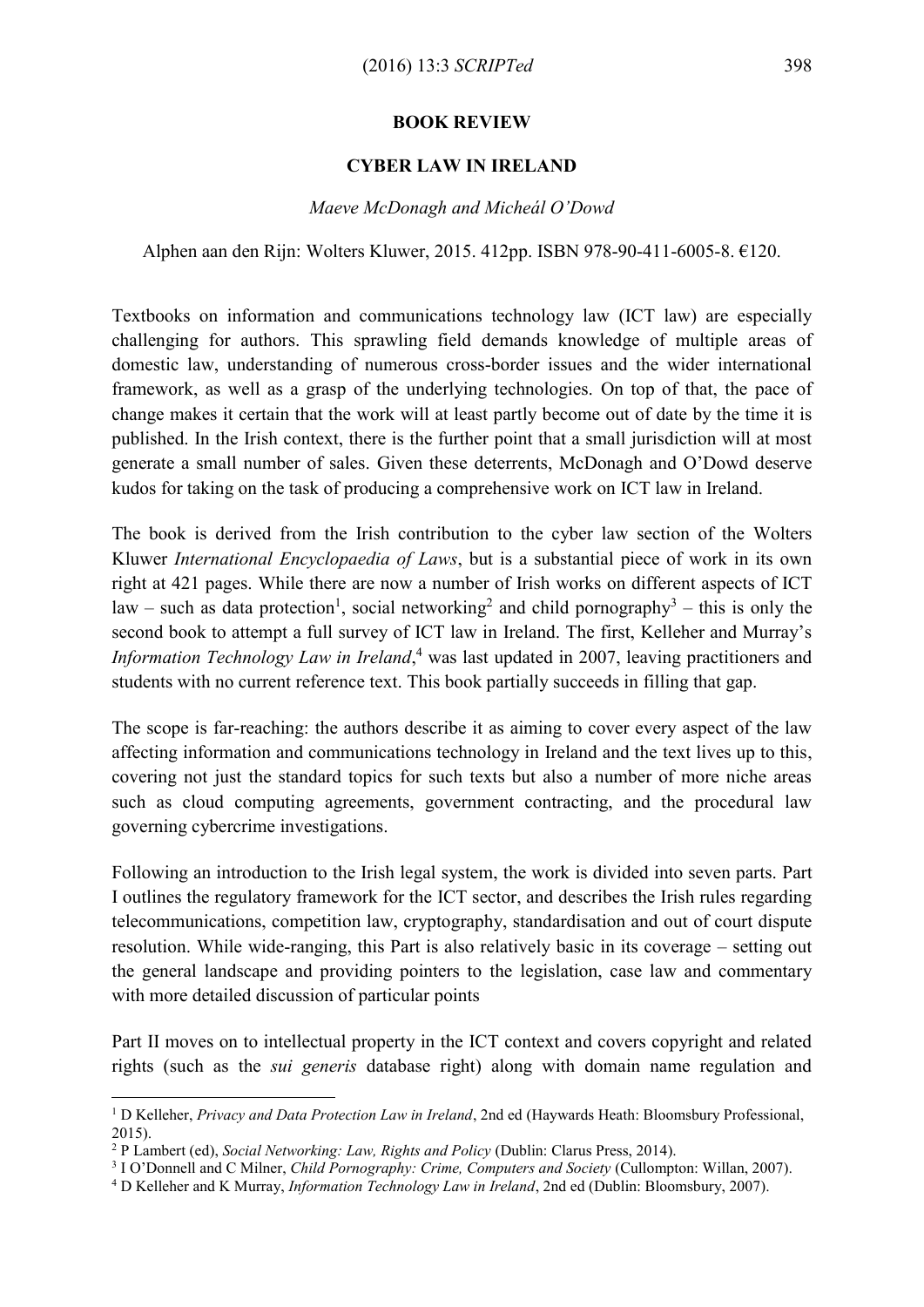**BOOK REVIEW**

**CYBER LAW IN IRELAND**

*Maeve McDonagh and Micheál O'Dowd*

Alphen aan den Rijn: Wolters Kluwer, 2015. 412pp. ISBN 978-90-411-6005-8. €120.

Textbooks on information and communications technology law (ICT law) are especially challenging for authors. This sprawling field demands knowledge of multiple areas of domestic law, understanding of numerous cross-border issues and the wider international framework, as well as a grasp of the underlying technologies. On top of that, the pace of change makes it certain that the work will at least partly become out of date by the time it is published. In the Irish context, there is the further point that a small jurisdiction will at most generate a small number of sales. Given these deterrents, McDonagh and O'Dowd deserve kudos for taking on the task of producing a comprehensive work on ICT law in Ireland.

The book is derived from the Irish contribution to the cyber law section of the Wolters Kluwer *International Encyclopaedia of Laws*, but is a substantial piece of work in its own right at 421 pages. While there are now a number of Irish works on different aspects of ICT law – such as data protection[1], social networking[2] and child pornography[3] – this is only the second book to attempt a full survey of ICT law in Ireland. The first, Kelleher and Murray's *Information Technology Law in Ireland*,[4] was last updated in 2007, leaving practitioners and students with no current reference text. This book partially succeeds in filling that gap.

The scope is far-reaching: the authors describe it as aiming to cover every aspect of the law affecting information and communications technology in Ireland and the text lives up to this, covering not just the standard topics for such texts but also a number of more niche areas such as cloud computing agreements, government contracting, and the procedural law governing cybercrime investigations.

Following an introduction to the Irish legal system, the work is divided into seven parts. Part I outlines the regulatory framework for the ICT sector, and describes the Irish rules regarding telecommunications, competition law, cryptography, standardisation and out of court dispute resolution. While wide-ranging, this Part is also relatively basic in its coverage – setting out the general landscape and providing pointers to the legislation, case law and commentary with more detailed discussion of particular points

Part II moves on to intellectual property in the ICT context and covers copyright and related rights (such as the *sui generis* database right) along with domain name regulation and

---

[1] D Kelleher, *Privacy and Data Protection Law in Ireland*, 2nd ed (Haywards Heath: Bloomsbury Professional, 2015).

[2] P Lambert (ed), *Social Networking: Law, Rights and Policy* (Dublin: Clarus Press, 2014).

[3] I O'Donnell and C Milner, *Child Pornography: Crime, Computers and Society* (Cullompton: Willan, 2007).

[4] D Kelleher and K Murray, *Information Technology Law in Ireland*, 2nd ed (Dublin: Bloomsbury, 2007).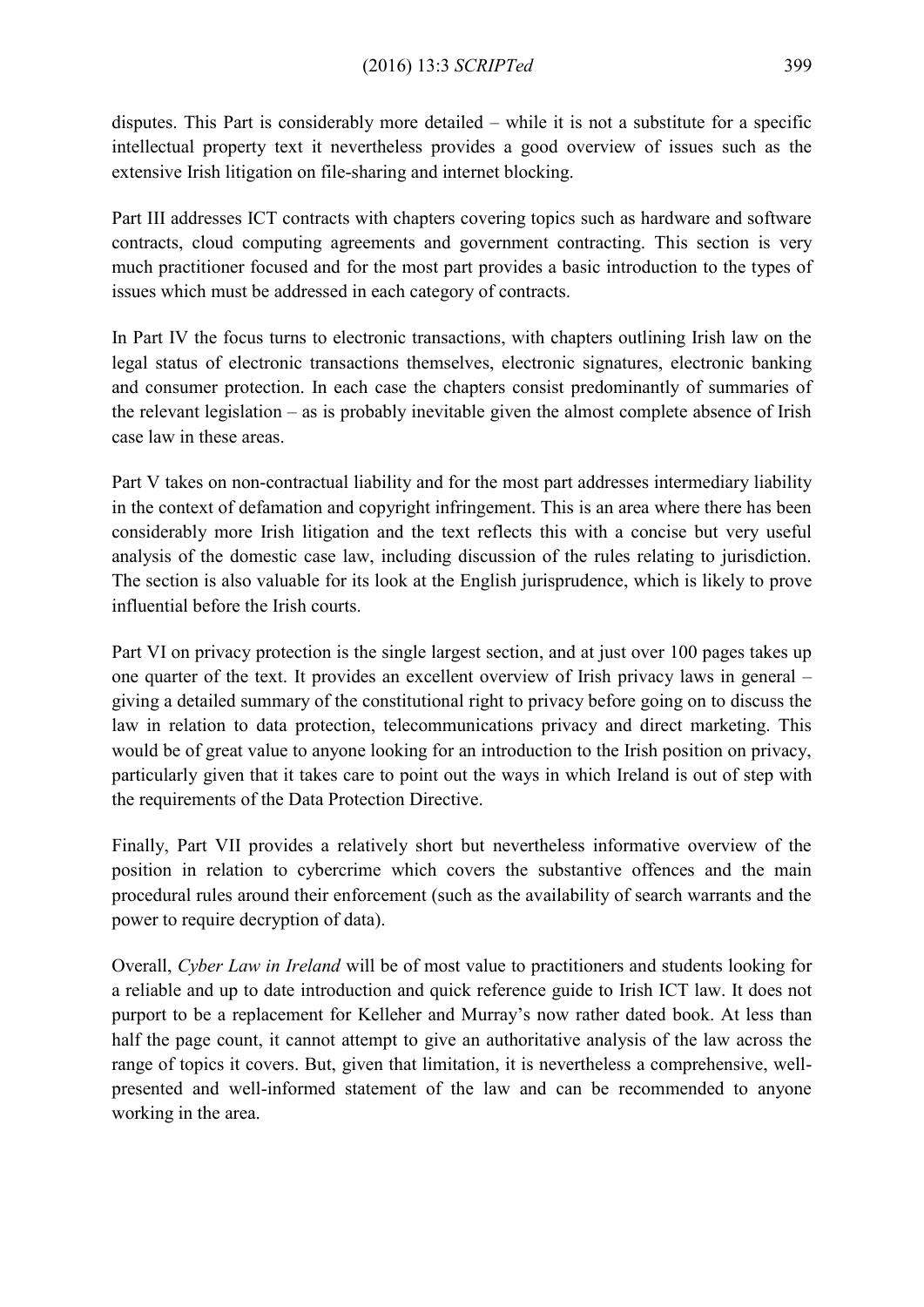disputes. This Part is considerably more detailed – while it is not a substitute for a specific intellectual property text it nevertheless provides a good overview of issues such as the extensive Irish litigation on file-sharing and internet blocking.

Part III addresses ICT contracts with chapters covering topics such as hardware and software contracts, cloud computing agreements and government contracting. This section is very much practitioner focused and for the most part provides a basic introduction to the types of issues which must be addressed in each category of contracts.

In Part IV the focus turns to electronic transactions, with chapters outlining Irish law on the legal status of electronic transactions themselves, electronic signatures, electronic banking and consumer protection. In each case the chapters consist predominantly of summaries of the relevant legislation – as is probably inevitable given the almost complete absence of Irish case law in these areas.

Part V takes on non-contractual liability and for the most part addresses intermediary liability in the context of defamation and copyright infringement. This is an area where there has been considerably more Irish litigation and the text reflects this with a concise but very useful analysis of the domestic case law, including discussion of the rules relating to jurisdiction. The section is also valuable for its look at the English jurisprudence, which is likely to prove influential before the Irish courts.

Part VI on privacy protection is the single largest section, and at just over 100 pages takes up one quarter of the text. It provides an excellent overview of Irish privacy laws in general – giving a detailed summary of the constitutional right to privacy before going on to discuss the law in relation to data protection, telecommunications privacy and direct marketing. This would be of great value to anyone looking for an introduction to the Irish position on privacy, particularly given that it takes care to point out the ways in which Ireland is out of step with the requirements of the Data Protection Directive.

Finally, Part VII provides a relatively short but nevertheless informative overview of the position in relation to cybercrime which covers the substantive offences and the main procedural rules around their enforcement (such as the availability of search warrants and the power to require decryption of data).

Overall, *Cyber Law in Ireland* will be of most value to practitioners and students looking for a reliable and up to date introduction and quick reference guide to Irish ICT law. It does not purport to be a replacement for Kelleher and Murray's now rather dated book. At less than half the page count, it cannot attempt to give an authoritative analysis of the law across the range of topics it covers. But, given that limitation, it is nevertheless a comprehensive, well-presented and well-informed statement of the law and can be recommended to anyone working in the area.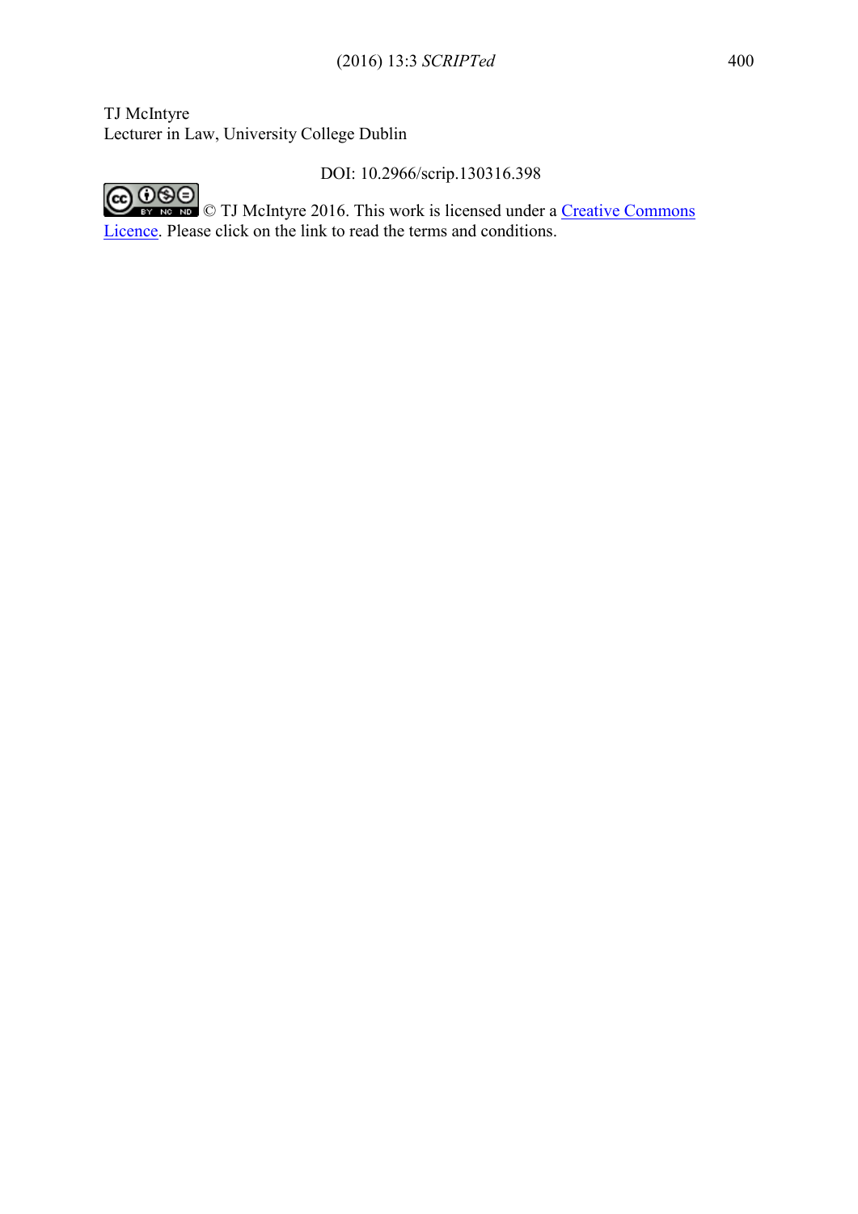TJ McIntyre
Lecturer in Law, University College Dublin

DOI: 10.2966/scrip.130316.398

© TJ McIntyre 2016. This work is licensed under a Creative Commons Licence. Please click on the link to read the terms and conditions.